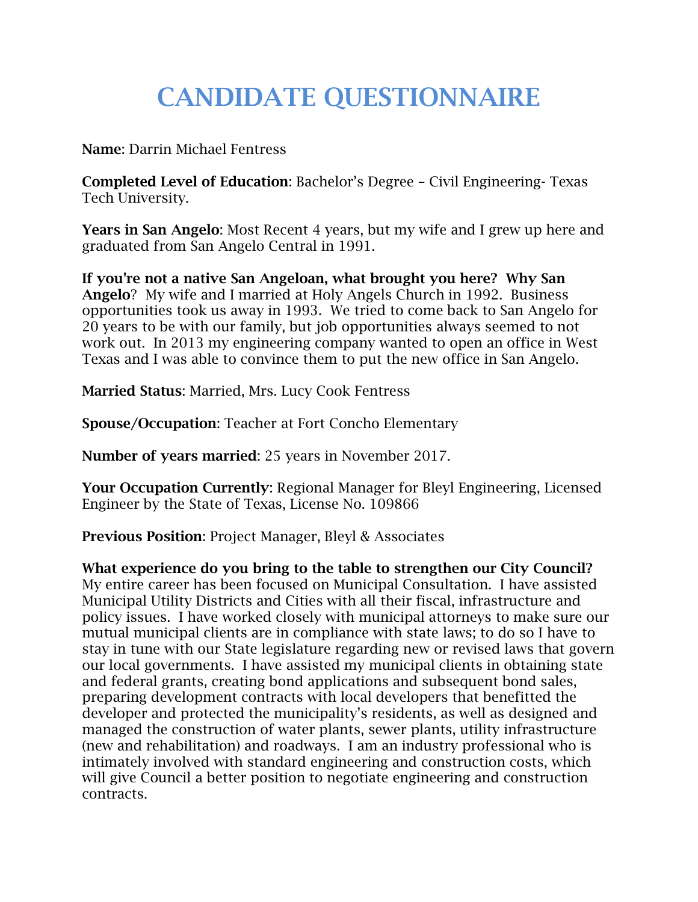# CANDIDATE QUESTIONNAIRE

**Name**: Darrin Michael Fentress

**Completed Level of Education**: Bachelor's Degree – Civil Engineering- Texas Tech University.

**Years in San Angelo**: Most Recent 4 years, but my wife and I grew up here and graduated from San Angelo Central in 1991.

**If you're not a native San Angeloan, what brought you here? Why San Angelo**? My wife and I married at Holy Angels Church in 1992. Business opportunities took us away in 1993. We tried to come back to San Angelo for 20 years to be with our family, but job opportunities always seemed to not work out. In 2013 my engineering company wanted to open an office in West Texas and I was able to convince them to put the new office in San Angelo.

**Married Status**: Married, Mrs. Lucy Cook Fentress

**Spouse/Occupation**: Teacher at Fort Concho Elementary

**Number of years married**: 25 years in November 2017.

**Your Occupation Currently**: Regional Manager for Bleyl Engineering, Licensed Engineer by the State of Texas, License No. 109866

**Previous Position**: Project Manager, Bleyl & Associates

**What experience do you bring to the table to strengthen our City Council?** My entire career has been focused on Municipal Consultation. I have assisted Municipal Utility Districts and Cities with all their fiscal, infrastructure and policy issues. I have worked closely with municipal attorneys to make sure our mutual municipal clients are in compliance with state laws; to do so I have to stay in tune with our State legislature regarding new or revised laws that govern our local governments. I have assisted my municipal clients in obtaining state and federal grants, creating bond applications and subsequent bond sales, preparing development contracts with local developers that benefitted the developer and protected the municipality's residents, as well as designed and managed the construction of water plants, sewer plants, utility infrastructure (new and rehabilitation) and roadways. I am an industry professional who is intimately involved with standard engineering and construction costs, which will give Council a better position to negotiate engineering and construction contracts.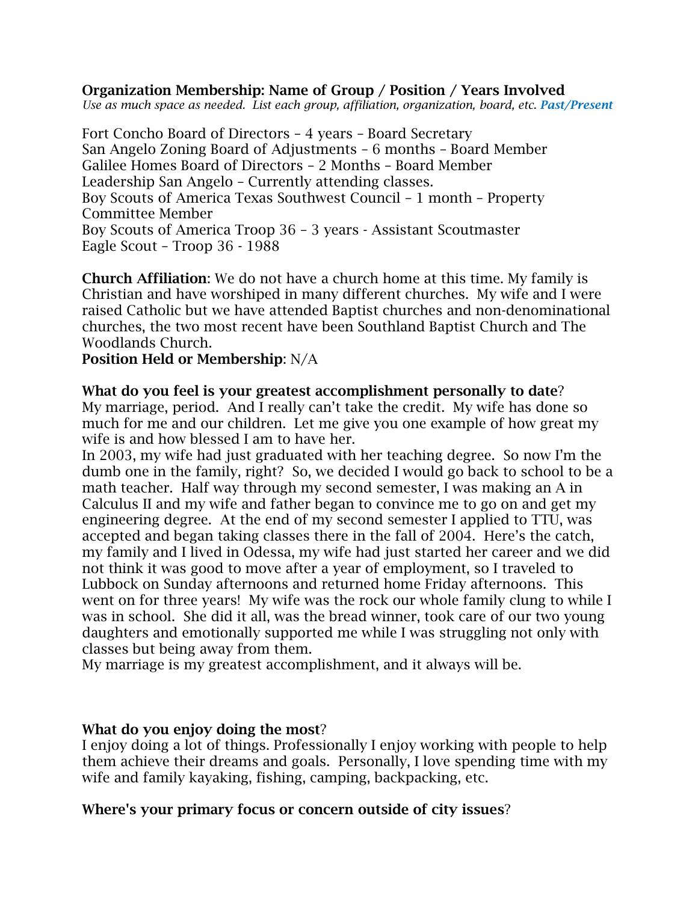**Organization Membership: Name of Group / Position / Years Involved**
*Use as much space as needed. List each group, affiliation, organization, board, etc.* ***Past/Present***

Fort Concho Board of Directors – 4 years – Board Secretary
San Angelo Zoning Board of Adjustments – 6 months – Board Member
Galilee Homes Board of Directors – 2 Months – Board Member
Leadership San Angelo – Currently attending classes.
Boy Scouts of America Texas Southwest Council – 1 month – Property Committee Member
Boy Scouts of America Troop 36 – 3 years - Assistant Scoutmaster
Eagle Scout – Troop 36 - 1988

**Church Affiliation**: We do not have a church home at this time. My family is Christian and have worshiped in many different churches. My wife and I were raised Catholic but we have attended Baptist churches and non-denominational churches, the two most recent have been Southland Baptist Church and The Woodlands Church.
**Position Held or Membership**: N/A

**What do you feel is your greatest accomplishment personally to date**?
My marriage, period. And I really can't take the credit. My wife has done so much for me and our children. Let me give you one example of how great my wife is and how blessed I am to have her.
In 2003, my wife had just graduated with her teaching degree. So now I'm the dumb one in the family, right? So, we decided I would go back to school to be a math teacher. Half way through my second semester, I was making an A in Calculus II and my wife and father began to convince me to go on and get my engineering degree. At the end of my second semester I applied to TTU, was accepted and began taking classes there in the fall of 2004. Here's the catch, my family and I lived in Odessa, my wife had just started her career and we did not think it was good to move after a year of employment, so I traveled to Lubbock on Sunday afternoons and returned home Friday afternoons. This went on for three years! My wife was the rock our whole family clung to while I was in school. She did it all, was the bread winner, took care of our two young daughters and emotionally supported me while I was struggling not only with classes but being away from them.
My marriage is my greatest accomplishment, and it always will be.

**What do you enjoy doing the most**?
I enjoy doing a lot of things. Professionally I enjoy working with people to help them achieve their dreams and goals. Personally, I love spending time with my wife and family kayaking, fishing, camping, backpacking, etc.

**Where's your primary focus or concern outside of city issues**?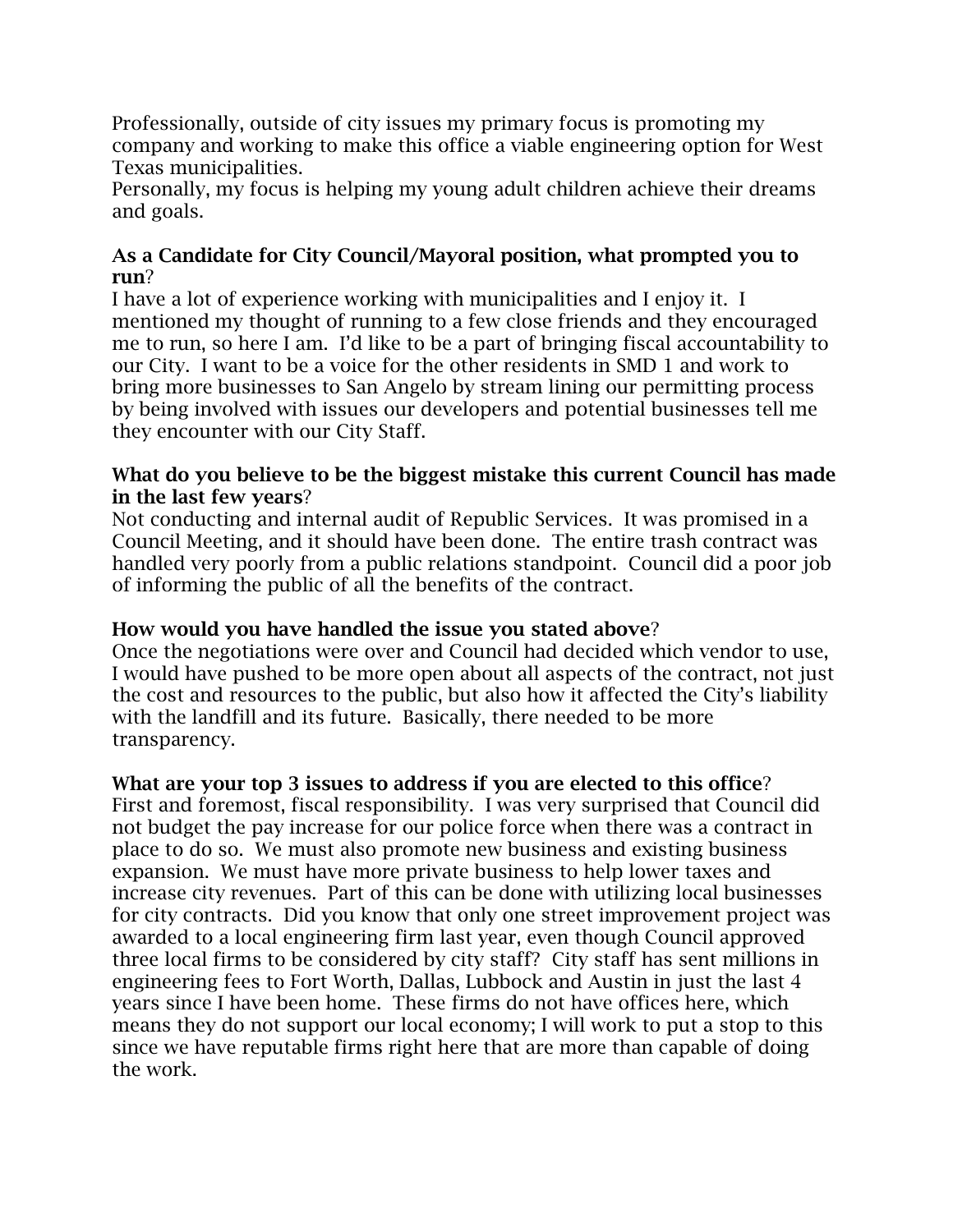Professionally, outside of city issues my primary focus is promoting my company and working to make this office a viable engineering option for West Texas municipalities.
Personally, my focus is helping my young adult children achieve their dreams and goals.

**As a Candidate for City Council/Mayoral position, what prompted you to run**?
I have a lot of experience working with municipalities and I enjoy it. I mentioned my thought of running to a few close friends and they encouraged me to run, so here I am. I'd like to be a part of bringing fiscal accountability to our City. I want to be a voice for the other residents in SMD 1 and work to bring more businesses to San Angelo by stream lining our permitting process by being involved with issues our developers and potential businesses tell me they encounter with our City Staff.

**What do you believe to be the biggest mistake this current Council has made in the last few years**?
Not conducting and internal audit of Republic Services. It was promised in a Council Meeting, and it should have been done. The entire trash contract was handled very poorly from a public relations standpoint. Council did a poor job of informing the public of all the benefits of the contract.

**How would you have handled the issue you stated above**?
Once the negotiations were over and Council had decided which vendor to use, I would have pushed to be more open about all aspects of the contract, not just the cost and resources to the public, but also how it affected the City's liability with the landfill and its future. Basically, there needed to be more transparency.

**What are your top 3 issues to address if you are elected to this office**?
First and foremost, fiscal responsibility. I was very surprised that Council did not budget the pay increase for our police force when there was a contract in place to do so. We must also promote new business and existing business expansion. We must have more private business to help lower taxes and increase city revenues. Part of this can be done with utilizing local businesses for city contracts. Did you know that only one street improvement project was awarded to a local engineering firm last year, even though Council approved three local firms to be considered by city staff? City staff has sent millions in engineering fees to Fort Worth, Dallas, Lubbock and Austin in just the last 4 years since I have been home. These firms do not have offices here, which means they do not support our local economy; I will work to put a stop to this since we have reputable firms right here that are more than capable of doing the work.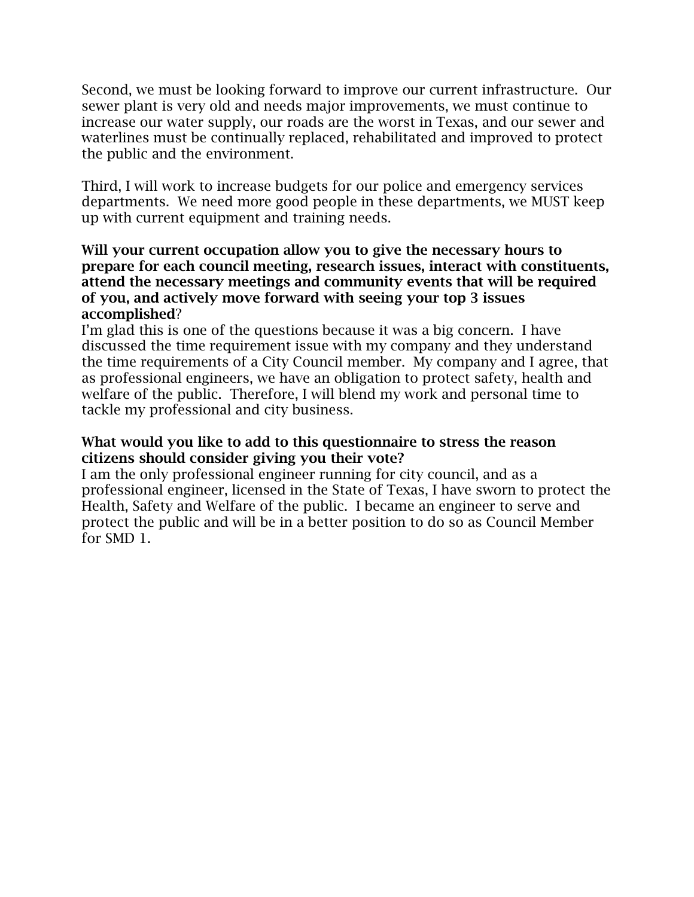Second, we must be looking forward to improve our current infrastructure. Our sewer plant is very old and needs major improvements, we must continue to increase our water supply, our roads are the worst in Texas, and our sewer and waterlines must be continually replaced, rehabilitated and improved to protect the public and the environment.

Third, I will work to increase budgets for our police and emergency services departments. We need more good people in these departments, we MUST keep up with current equipment and training needs.

**Will your current occupation allow you to give the necessary hours to prepare for each council meeting, research issues, interact with constituents, attend the necessary meetings and community events that will be required of you, and actively move forward with seeing your top 3 issues accomplished**?

I'm glad this is one of the questions because it was a big concern. I have discussed the time requirement issue with my company and they understand the time requirements of a City Council member. My company and I agree, that as professional engineers, we have an obligation to protect safety, health and welfare of the public. Therefore, I will blend my work and personal time to tackle my professional and city business.

**What would you like to add to this questionnaire to stress the reason citizens should consider giving you their vote?**

I am the only professional engineer running for city council, and as a professional engineer, licensed in the State of Texas, I have sworn to protect the Health, Safety and Welfare of the public. I became an engineer to serve and protect the public and will be in a better position to do so as Council Member for SMD 1.